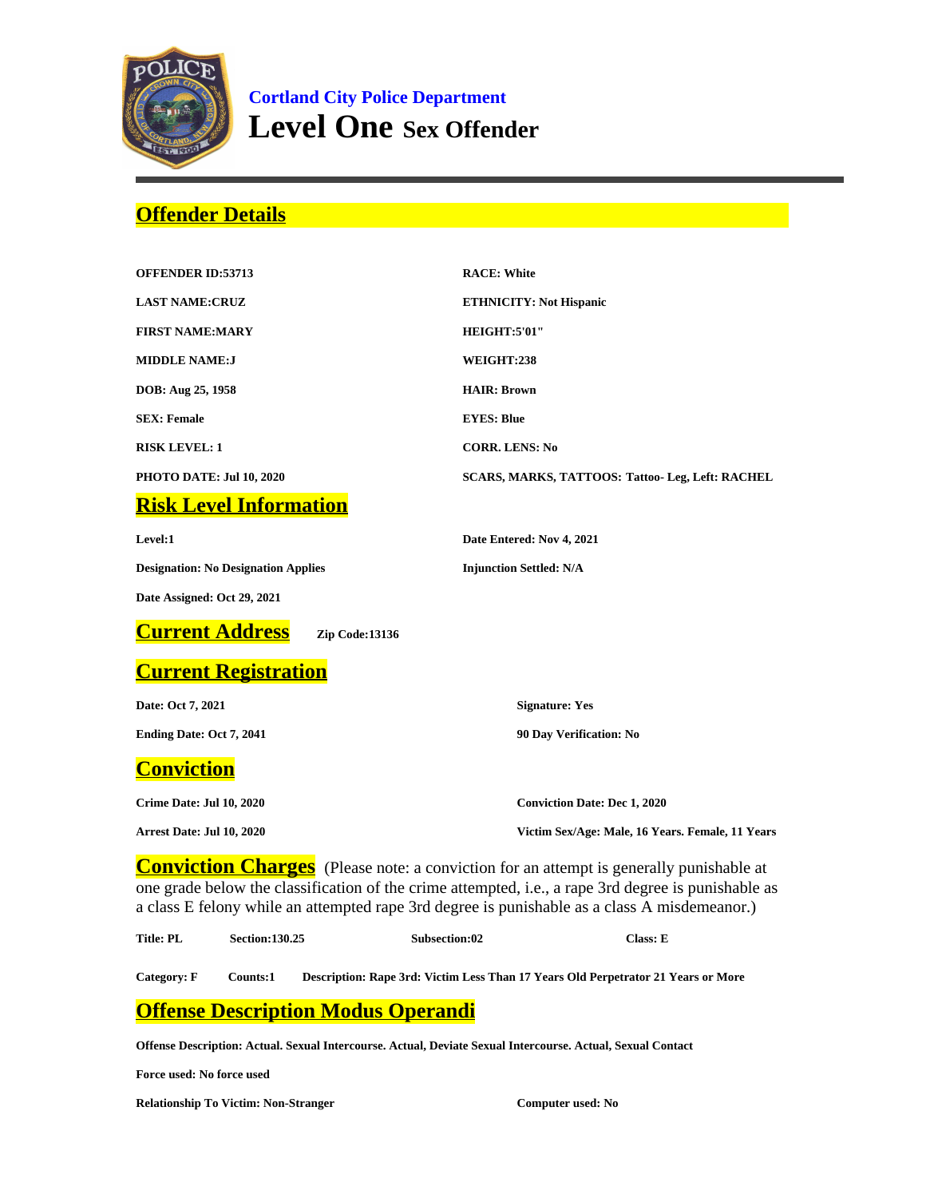**Cortland City Police Department**

# Level One Sex Offender

## Offender Details

**OFFENDER ID:53713**

**LAST NAME:CRUZ**

**FIRST NAME:MARY**

**MIDDLE NAME:J**

**DOB: Aug 25, 1958**

**SEX: Female**

**RISK LEVEL: 1**

**PHOTO DATE: Jul 10, 2020**

**RACE: White**

**ETHNICITY: Not Hispanic**

**HEIGHT:5'01"**

**WEIGHT:238**

**HAIR: Brown**

**EYES: Blue**

**CORR. LENS: No**

**SCARS, MARKS, TATTOOS: Tattoo- Leg, Left: RACHEL**

## Risk Level Information

**Level:1**

**Designation: No Designation Applies**

**Date Assigned: Oct 29, 2021**

**Date Entered: Nov 4, 2021**

**Injunction Settled: N/A**

## Current Address

**Zip Code:13136**

## Current Registration

**Date: Oct 7, 2021**

**Ending Date: Oct 7, 2041**

**Signature: Yes**

**90 Day Verification: No**

## Conviction

**Crime Date: Jul 10, 2020**

**Arrest Date: Jul 10, 2020**

**Conviction Date: Dec 1, 2020**

**Victim Sex/Age: Male, 16 Years. Female, 11 Years**

## Conviction Charges

(Please note: a conviction for an attempt is generally punishable at one grade below the classification of the crime attempted, i.e., a rape 3rd degree is punishable as a class E felony while an attempted rape 3rd degree is punishable as a class A misdemeanor.)

**Title: PL** **Section:130.25** **Subsection:02** **Class: E**

**Category: F** **Counts:1** **Description: Rape 3rd: Victim Less Than 17 Years Old Perpetrator 21 Years or More**

## Offense Description Modus Operandi

**Offense Description: Actual. Sexual Intercourse. Actual, Deviate Sexual Intercourse. Actual, Sexual Contact**

**Force used: No force used**

**Relationship To Victim: Non-Stranger**

**Computer used: No**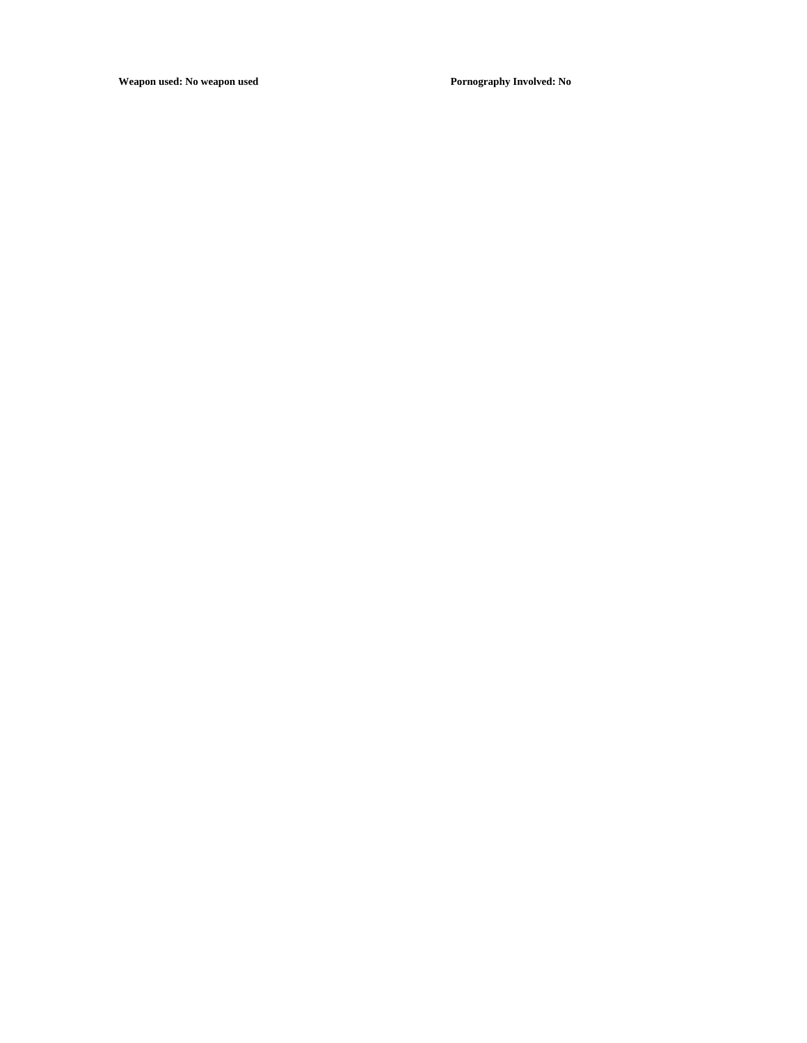**Weapon used: No weapon used** **Pornography Involved: No**